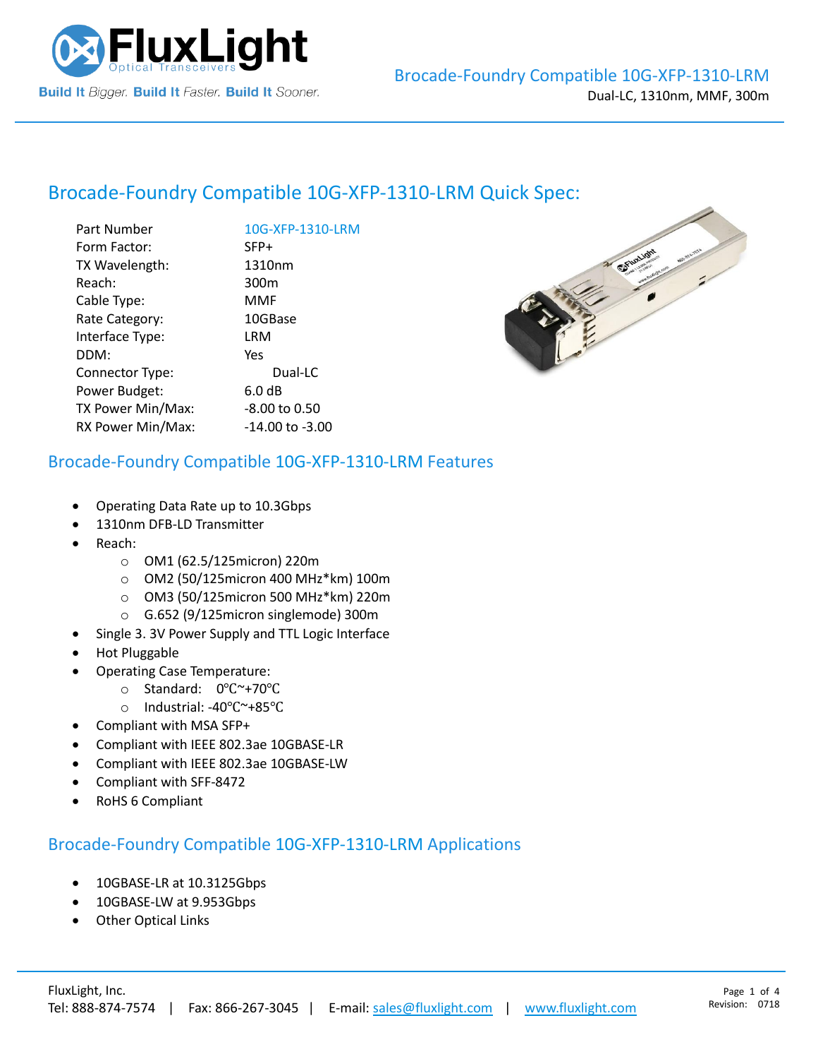# Brocade-Foundry Compatible 10G-XFP-1310-LRM

Dual-LC, 1310nm, MMF, 300m

## Brocade-Foundry Compatible 10G-XFP-1310-LRM Quick Spec:

| | |
|---|---|
| Part Number | 10G-XFP-1310-LRM |
| Form Factor: | SFP+ |
| TX Wavelength: | 1310nm |
| Reach: | 300m |
| Cable Type: | MMF |
| Rate Category: | 10GBase |
| Interface Type: | LRM |
| DDM: | Yes |
| Connector Type: | Dual-LC |
| Power Budget: | 6.0 dB |
| TX Power Min/Max: | -8.00 to 0.50 |
| RX Power Min/Max: | -14.00 to -3.00 |

## Brocade-Foundry Compatible 10G-XFP-1310-LRM Features

- Operating Data Rate up to 10.3Gbps
- 1310nm DFB-LD Transmitter
- Reach:
  - OM1 (62.5/125micron) 220m
  - OM2 (50/125micron 400 MHz*km) 100m
  - OM3 (50/125micron 500 MHz*km) 220m
  - G.652 (9/125micron singlemode) 300m
- Single 3. 3V Power Supply and TTL Logic Interface
- Hot Pluggable
- Operating Case Temperature:
  - Standard: 0℃~+70℃
  - Industrial: -40℃~+85℃
- Compliant with MSA SFP+
- Compliant with IEEE 802.3ae 10GBASE-LR
- Compliant with IEEE 802.3ae 10GBASE-LW
- Compliant with SFF-8472
- RoHS 6 Compliant

## Brocade-Foundry Compatible 10G-XFP-1310-LRM Applications

- 10GBASE-LR at 10.3125Gbps
- 10GBASE-LW at 9.953Gbps
- Other Optical Links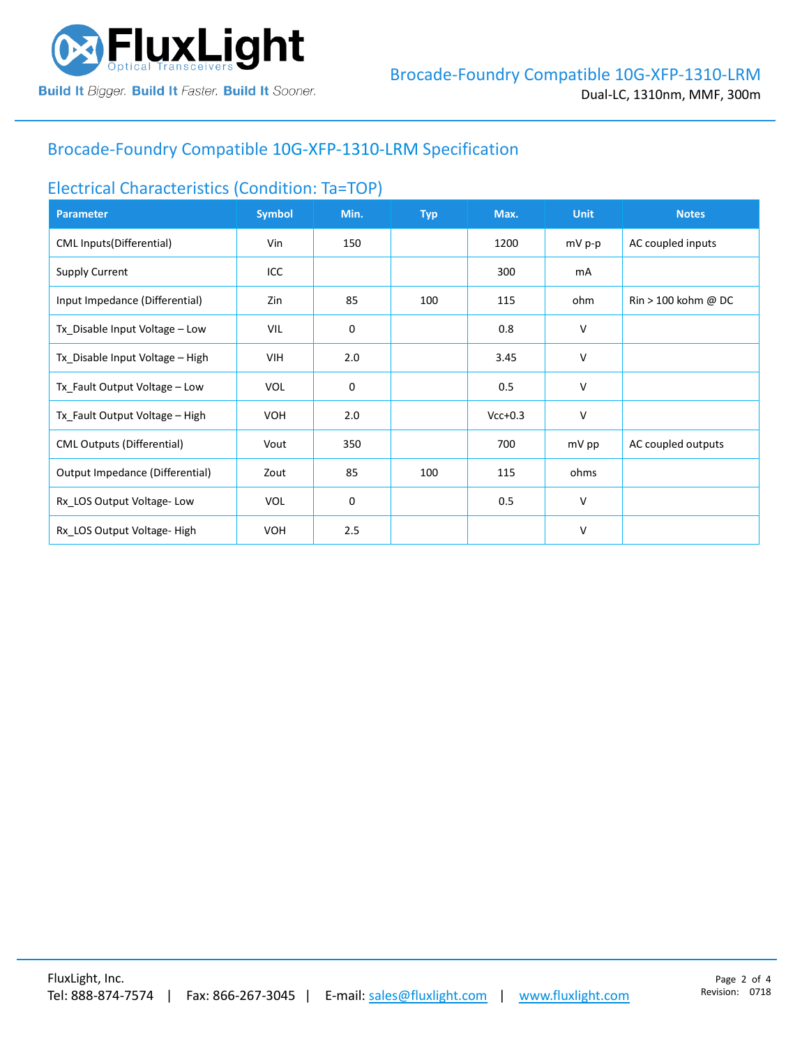# Brocade-Foundry Compatible 10G-XFP-1310-LRM Specification

## Electrical Characteristics (Condition: Ta=TOP)

| Parameter | Symbol | Min. | Typ | Max. | Unit | Notes |
|---|---|---|---|---|---|---|
| CML Inputs(Differential) | Vin | 150 | | 1200 | mV p-p | AC coupled inputs |
| Supply Current | ICC | | | 300 | mA | |
| Input Impedance (Differential) | Zin | 85 | 100 | 115 | ohm | Rin > 100 kohm @ DC |
| Tx_Disable Input Voltage – Low | VIL | 0 | | 0.8 | V | |
| Tx_Disable Input Voltage – High | VIH | 2.0 | | 3.45 | V | |
| Tx_Fault Output Voltage – Low | VOL | 0 | | 0.5 | V | |
| Tx_Fault Output Voltage – High | VOH | 2.0 | | Vcc+0.3 | V | |
| CML Outputs (Differential) | Vout | 350 | | 700 | mV pp | AC coupled outputs |
| Output Impedance (Differential) | Zout | 85 | 100 | 115 | ohms | |
| Rx_LOS Output Voltage- Low | VOL | 0 | | 0.5 | V | |
| Rx_LOS Output Voltage- High | VOH | 2.5 | | | V | |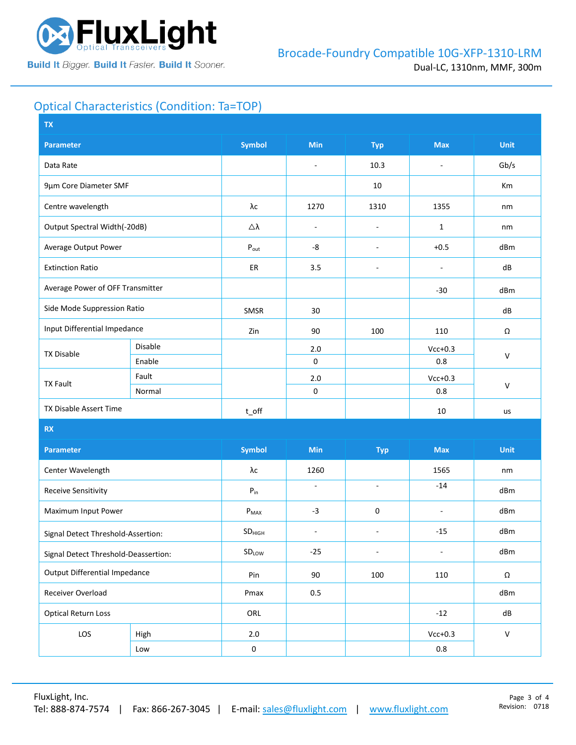## Optical Characteristics (Condition: Ta=TOP)

| TX | | | | | | |
|---|---|---|---|---|---|---|
| **Parameter** | | **Symbol** | **Min** | **Typ** | **Max** | **Unit** |
| Data Rate | | | - | 10.3 | - | Gb/s |
| 9µm Core Diameter SMF | | | | 10 | | Km |
| Centre wavelength | | λc | 1270 | 1310 | 1355 | nm |
| Output Spectral Width(-20dB) | | △λ | - | - | 1 | nm |
| Average Output Power | | $P_{out}$ | -8 | - | +0.5 | dBm |
| Extinction Ratio | | ER | 3.5 | - | - | dB |
| Average Power of OFF Transmitter | | | | | -30 | dBm |
| Side Mode Suppression Ratio | | SMSR | 30 | | | dB |
| Input Differential Impedance | | Zin | 90 | 100 | 110 | Ω |
| TX Disable | Disable | | 2.0 | | Vcc+0.3 | V |
| | Enable | | 0 | | 0.8 | |
| TX Fault | Fault | | 2.0 | | Vcc+0.3 | V |
| | Normal | | 0 | | 0.8 | |
| TX Disable Assert Time | | t_off | | | 10 | us |

| RX | | | | | | |
|---|---|---|---|---|---|---|
| **Parameter** | | **Symbol** | **Min** | **Typ** | **Max** | **Unit** |
| Center Wavelength | | λc | 1260 | | 1565 | nm |
| Receive Sensitivity | | $P_{in}$ | - | - | -14 | dBm |
| Maximum Input Power | | $P_{MAX}$ | -3 | 0 | - | dBm |
| Signal Detect Threshold-Assertion: | | $SD_{HIGH}$ | - | - | -15 | dBm |
| Signal Detect Threshold-Deassertion: | | $SD_{LOW}$ | -25 | - | - | dBm |
| Output Differential Impedance | | Pin | 90 | 100 | 110 | Ω |
| Receiver Overload | | Pmax | 0.5 | | | dBm |
| Optical Return Loss | | ORL | | | -12 | dB |
| LOS | High | 2.0 | | | Vcc+0.3 | V |
| | Low | 0 | | | 0.8 | |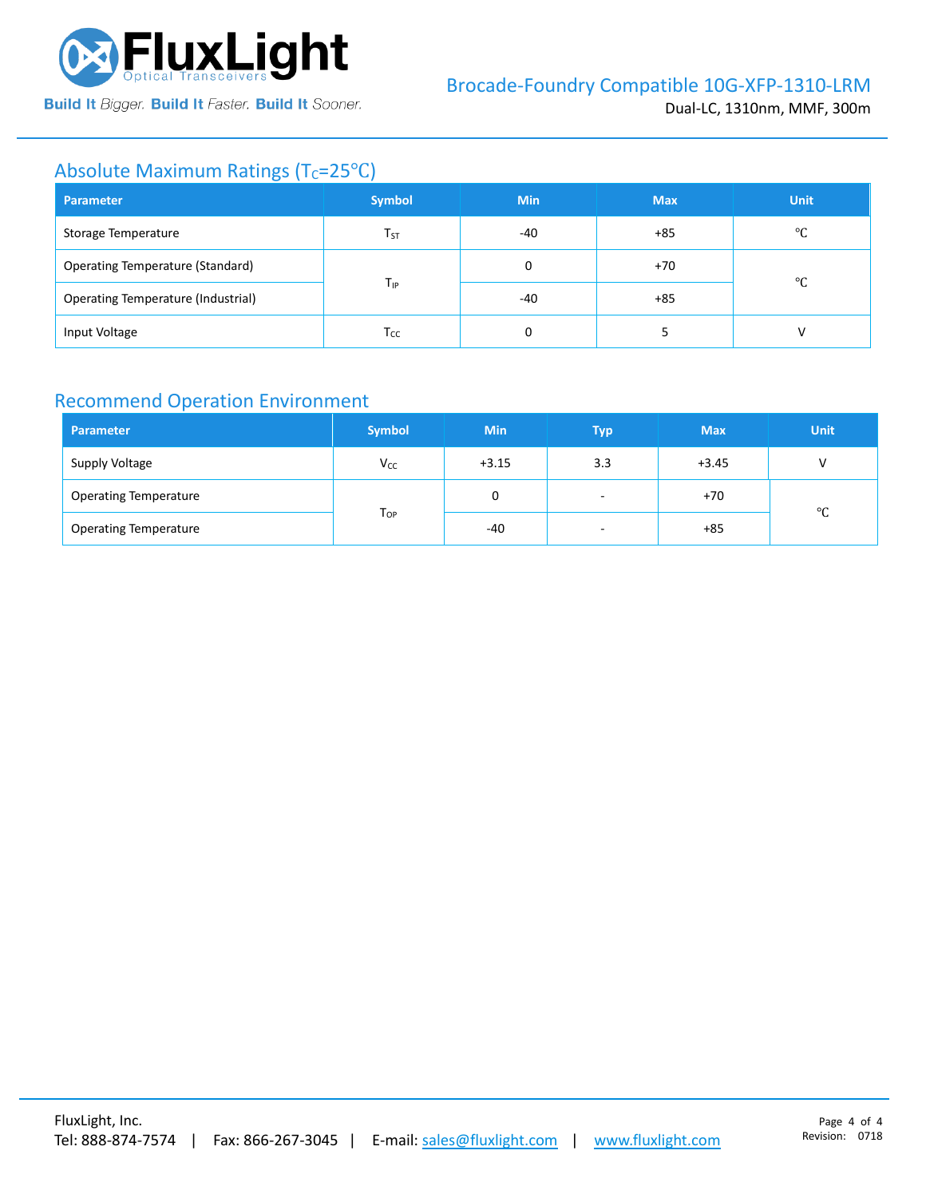## Absolute Maximum Ratings ($T_C$=25℃)

| Parameter | Symbol | Min | Max | Unit |
|---|---|---|---|---|
| Storage Temperature | $T_{ST}$ | -40 | +85 | ℃ |
| Operating Temperature (Standard) | $T_{IP}$ | 0 | +70 | ℃ |
| Operating Temperature (Industrial) | | -40 | +85 | |
| Input Voltage | $T_{CC}$ | 0 | 5 | V |

## Recommend Operation Environment

| Parameter | Symbol | Min | Typ | Max | Unit |
|---|---|---|---|---|---|
| Supply Voltage | $V_{CC}$ | +3.15 | 3.3 | +3.45 | V |
| Operating Temperature | $T_{OP}$ | 0 | - | +70 | ℃ |
| Operating Temperature | | -40 | - | +85 | |